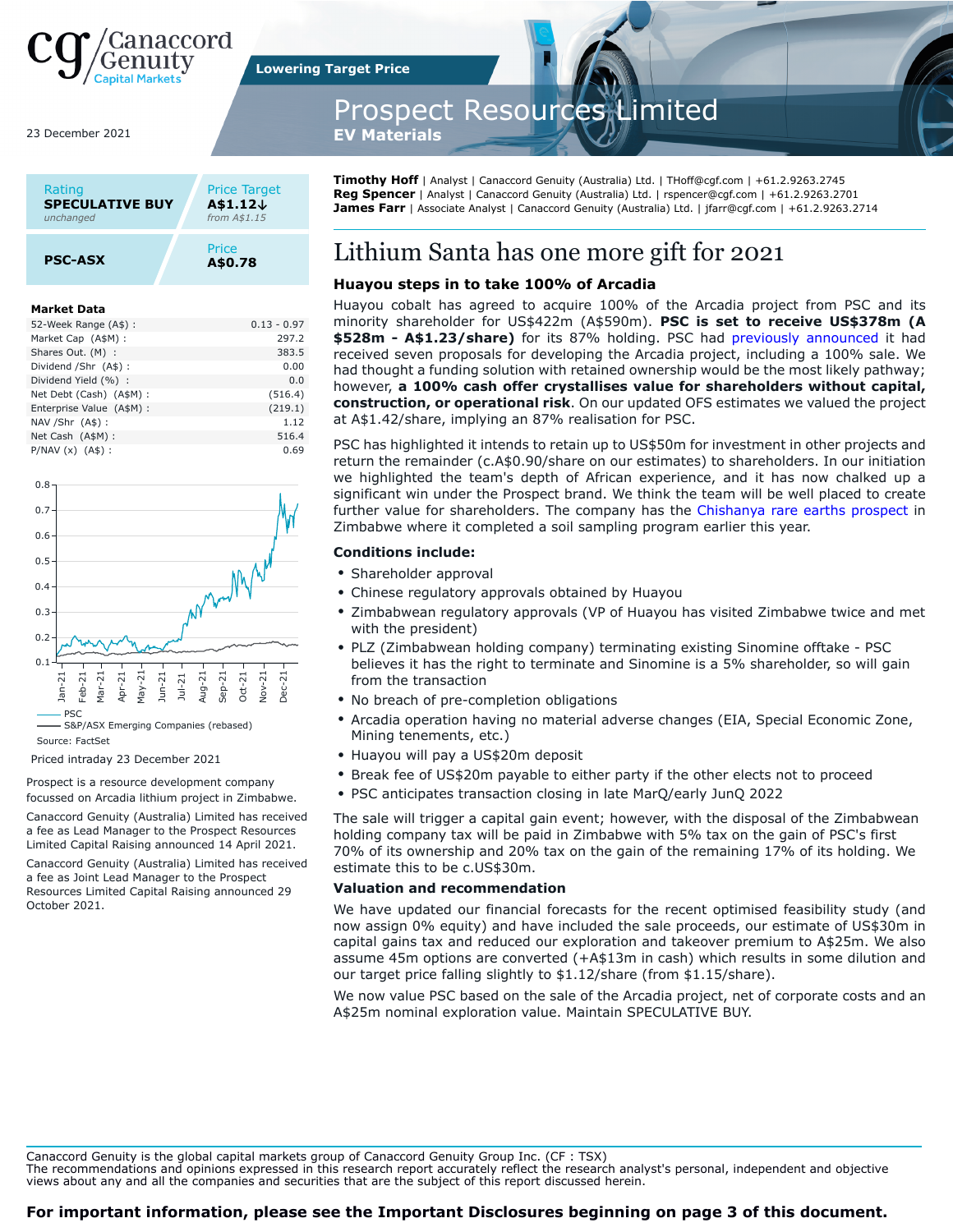23 December 2021

Lowering Target Price

# Prospect Resources Limited

**EV Materials**

| Rating | Price Target |
|---|---|
| **SPECULATIVE BUY** | **A$1.12↓** |
| *unchanged* | *from A$1.15* |

| | Price |
|---|---|
| **PSC-ASX** | **A$0.78** |

**Market Data**

| | |
|---|---|
| 52-Week Range (A$) : | 0.13 - 0.97 |
| Market Cap (A$M) : | 297.2 |
| Shares Out. (M) : | 383.5 |
| Dividend /Shr (A$) : | 0.00 |
| Dividend Yield (%) : | 0.0 |
| Net Debt (Cash) (A$M) : | (516.4) |
| Enterprise Value (A$M) : | (219.1) |
| NAV /Shr (A$) : | 1.12 |
| Net Cash (A$M) : | 516.4 |
| P/NAV (x) (A$) : | 0.69 |

— PSC
— S&P/ASX Emerging Companies (rebased)

Source: FactSet

Priced intraday 23 December 2021

Prospect is a resource development company focussed on Arcadia lithium project in Zimbabwe.

Canaccord Genuity (Australia) Limited has received a fee as Lead Manager to the Prospect Resources Limited Capital Raising announced 14 April 2021.

Canaccord Genuity (Australia) Limited has received a fee as Joint Lead Manager to the Prospect Resources Limited Capital Raising announced 29 October 2021.

**Timothy Hoff** | Analyst | Canaccord Genuity (Australia) Ltd. | THoff@cgf.com | +61.2.9263.2745
**Reg Spencer** | Analyst | Canaccord Genuity (Australia) Ltd. | rspencer@cgf.com | +61.2.9263.2701
**James Farr** | Associate Analyst | Canaccord Genuity (Australia) Ltd. | jfarr@cgf.com | +61.2.9263.2714

# Lithium Santa has one more gift for 2021

### Huayou steps in to take 100% of Arcadia

Huayou cobalt has agreed to acquire 100% of the Arcadia project from PSC and its minority shareholder for US$422m (A$590m). **PSC is set to receive US$378m (A $528m - A$1.23/share)** for its 87% holding. PSC had previously announced it had received seven proposals for developing the Arcadia project, including a 100% sale. We had thought a funding solution with retained ownership would be the most likely pathway; however, **a 100% cash offer crystallises value for shareholders without capital, construction, or operational risk**. On our updated OFS estimates we valued the project at A$1.42/share, implying an 87% realisation for PSC.

PSC has highlighted it intends to retain up to US$50m for investment in other projects and return the remainder (c.A$0.90/share on our estimates) to shareholders. In our initiation we highlighted the team's depth of African experience, and it has now chalked up a significant win under the Prospect brand. We think the team will be well placed to create further value for shareholders. The company has the Chishanya rare earths prospect in Zimbabwe where it completed a soil sampling program earlier this year.

### Conditions include:

- Shareholder approval
- Chinese regulatory approvals obtained by Huayou
- Zimbabwean regulatory approvals (VP of Huayou has visited Zimbabwe twice and met with the president)
- PLZ (Zimbabwean holding company) terminating existing Sinomine offtake - PSC believes it has the right to terminate and Sinomine is a 5% shareholder, so will gain from the transaction
- No breach of pre-completion obligations
- Arcadia operation having no material adverse changes (EIA, Special Economic Zone, Mining tenements, etc.)
- Huayou will pay a US$20m deposit
- Break fee of US$20m payable to either party if the other elects not to proceed
- PSC anticipates transaction closing in late MarQ/early JunQ 2022

The sale will trigger a capital gain event; however, with the disposal of the Zimbabwean holding company tax will be paid in Zimbabwe with 5% tax on the gain of PSC's first 70% of its ownership and 20% tax on the gain of the remaining 17% of its holding. We estimate this to be c.US$30m.

### Valuation and recommendation

We have updated our financial forecasts for the recent optimised feasibility study (and now assign 0% equity) and have included the sale proceeds, our estimate of US$30m in capital gains tax and reduced our exploration and takeover premium to A$25m. We also assume 45m options are converted (+A$13m in cash) which results in some dilution and our target price falling slightly to $1.12/share (from $1.15/share).

We now value PSC based on the sale of the Arcadia project, net of corporate costs and an A$25m nominal exploration value. Maintain SPECULATIVE BUY.

Canaccord Genuity is the global capital markets group of Canaccord Genuity Group Inc. (CF : TSX)
The recommendations and opinions expressed in this research report accurately reflect the research analyst's personal, independent and objective views about any and all the companies and securities that are the subject of this report discussed herein.

**For important information, please see the Important Disclosures beginning on page 3 of this document.**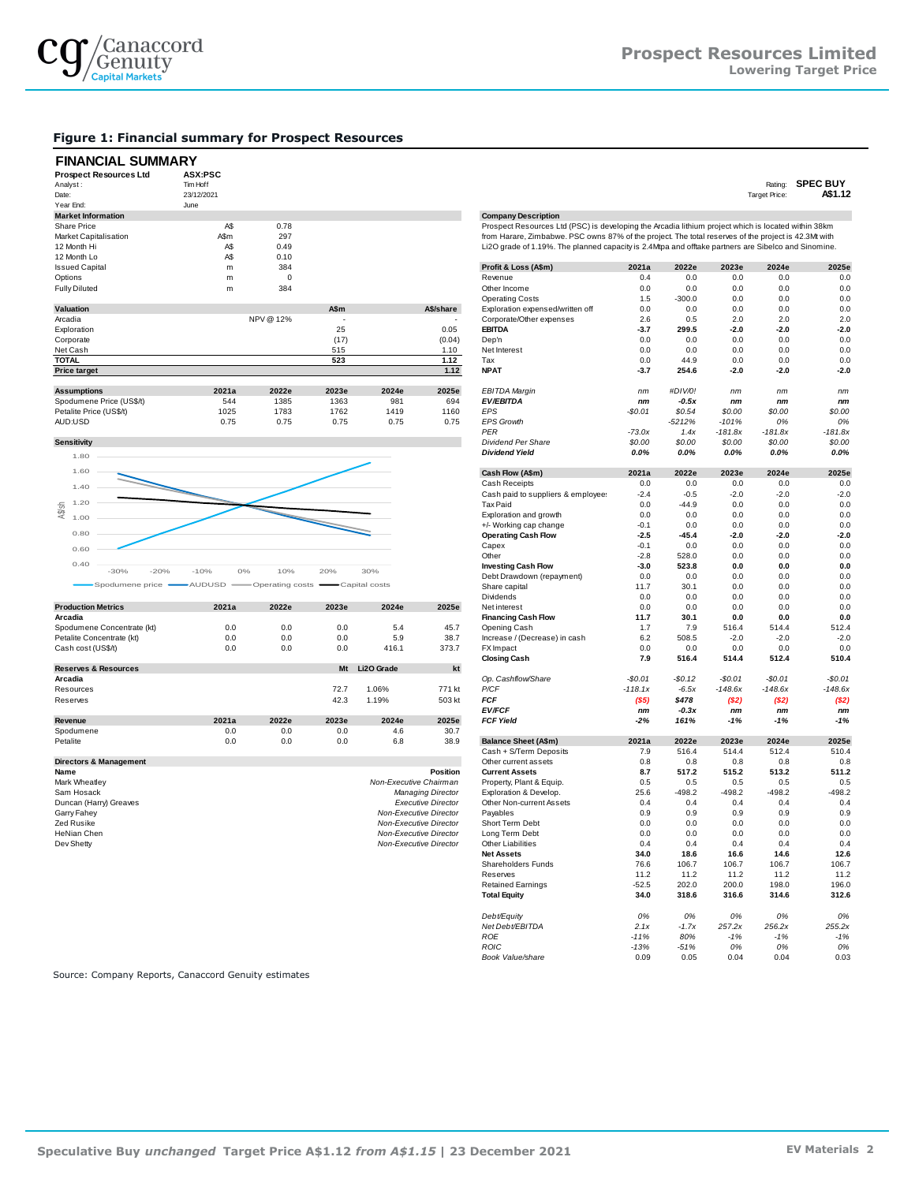## Figure 1: Financial summary for Prospect Resources

### FINANCIAL SUMMARY

**Prospect Resources Ltd** — **ASX:PSC**

Analyst : Tim Hoff
Date: 23/12/2021
Year End: June

Rating: **SPEC BUY**
Target Price: **A$1.12**

| Market Information | | |
|---|---|---|
| Share Price | A$ | 0.78 |
| Market Capitalisation | A$m | 297 |
| 12 Month Hi | A$ | 0.49 |
| 12 Month Lo | A$ | 0.10 |
| Issued Capital | m | 384 |
| Options | m | 0 |
| Fully Diluted | m | 384 |

| Valuation | | A$m | A$/share |
|---|---|---|---|
| Arcadia | NPV @ 12% | - | - |
| Exploration | | 25 | 0.05 |
| Corporate | | (17) | (0.04) |
| Net Cash | | 515 | 1.10 |
| **TOTAL** | | **523** | **1.12** |
| **Price target** | | | **1.12** |

| Assumptions | 2021a | 2022e | 2023e | 2024e | 2025e |
|---|---|---|---|---|---|
| Spodumene Price (US$/t) | 544 | 1385 | 1363 | 981 | 694 |
| Petalite Price (US$/t) | 1025 | 1783 | 1762 | 1419 | 1160 |
| AUD:USD | 0.75 | 0.75 | 0.75 | 0.75 | 0.75 |

**Sensitivity**

(Chart: A$/sh vs -30% to 30% change; series: Spodumene price, AUDUSD, Operating costs, Capital costs)

| Production Metrics | 2021a | 2022e | 2023e | 2024e | 2025e |
|---|---|---|---|---|---|
| **Arcadia** | | | | | |
| Spodumene Concentrate (kt) | 0.0 | 0.0 | 0.0 | 5.4 | 45.7 |
| Petalite Concentrate (kt) | 0.0 | 0.0 | 0.0 | 5.9 | 38.7 |
| Cash cost (US$/t) | 0.0 | 0.0 | 0.0 | 416.1 | 373.7 |

| Reserves & Resources | Mt | Li2O Grade | kt |
|---|---|---|---|
| **Arcadia** | | | |
| Resources | 72.7 | 1.06% | 771 kt |
| Reserves | 42.3 | 1.19% | 503 kt |

| Revenue | 2021a | 2022e | 2023e | 2024e | 2025e |
|---|---|---|---|---|---|
| Spodumene | 0.0 | 0.0 | 0.0 | 4.6 | 30.7 |
| Petalite | 0.0 | 0.0 | 0.0 | 6.8 | 38.9 |

| Directors & Management | |
|---|---|
| **Name** | **Position** |
| Mark Wheatley | *Non-Executive Chairman* |
| Sam Hosack | *Managing Director* |
| Duncan (Harry) Greaves | *Executive Director* |
| Garry Fahey | *Non-Executive Director* |
| Zed Rusike | *Non-Executive Director* |
| HeNian Chen | *Non-Executive Director* |
| Dev Shetty | *Non-Executive Director* |

**Company Description**

Prospect Resources Ltd (PSC) is developing the Arcadia lithium project which is located within 38km from Harare, Zimbabwe. PSC owns 87% of the project. The total reserves of the project is 42.3Mt with Li2O grade of 1.19%. The planned capacity is 2.4Mtpa and offtake partners are Sibelco and Sinomine.

| Profit & Loss (A$m) | 2021a | 2022e | 2023e | 2024e | 2025e |
|---|---|---|---|---|---|
| Revenue | 0.4 | 0.0 | 0.0 | 0.0 | 0.0 |
| Other Income | 0.0 | 0.0 | 0.0 | 0.0 | 0.0 |
| Operating Costs | 1.5 | -300.0 | 0.0 | 0.0 | 0.0 |
| Exploration expensed/written off | 0.0 | 0.0 | 0.0 | 0.0 | 0.0 |
| Corporate/Other expenses | 2.6 | 0.5 | 2.0 | 2.0 | 2.0 |
| **EBITDA** | **-3.7** | **299.5** | **-2.0** | **-2.0** | **-2.0** |
| Dep'n | 0.0 | 0.0 | 0.0 | 0.0 | 0.0 |
| Net Interest | 0.0 | 0.0 | 0.0 | 0.0 | 0.0 |
| Tax | 0.0 | 44.9 | 0.0 | 0.0 | 0.0 |
| **NPAT** | **-3.7** | **254.6** | **-2.0** | **-2.0** | **-2.0** |
| *EBITDA Margin* | *nm* | *#DIV/0!* | *nm* | *nm* | *nm* |
| ***EV/EBITDA*** | ***nm*** | ***-0.5x*** | ***nm*** | ***nm*** | ***nm*** |
| *EPS* | *-$0.01* | *$0.54* | *$0.00* | *$0.00* | *$0.00* |
| *EPS Growth* | | *-5212%* | *-101%* | *0%* | *0%* |
| *PER* | *-73.0x* | *1.4x* | *-181.8x* | *-181.8x* | *-181.8x* |
| *Dividend Per Share* | *$0.00* | *$0.00* | *$0.00* | *$0.00* | *$0.00* |
| ***Dividend Yield*** | ***0.0%*** | ***0.0%*** | ***0.0%*** | ***0.0%*** | ***0.0%*** |

| Cash Flow (A$m) | 2021a | 2022e | 2023e | 2024e | 2025e |
|---|---|---|---|---|---|
| Cash Receipts | 0.0 | 0.0 | 0.0 | 0.0 | 0.0 |
| Cash paid to suppliers & employees | -2.4 | -0.5 | -2.0 | -2.0 | -2.0 |
| Tax Paid | 0.0 | -44.9 | 0.0 | 0.0 | 0.0 |
| Exploration and growth | 0.0 | 0.0 | 0.0 | 0.0 | 0.0 |
| +/- Working cap change | -0.1 | 0.0 | 0.0 | 0.0 | 0.0 |
| **Operating Cash Flow** | **-2.5** | **-45.4** | **-2.0** | **-2.0** | **-2.0** |
| Capex | -0.1 | 0.0 | 0.0 | 0.0 | 0.0 |
| Other | -2.8 | 528.0 | 0.0 | 0.0 | 0.0 |
| **Investing Cash Flow** | **-3.0** | **523.8** | **0.0** | **0.0** | **0.0** |
| Debt Drawdown (repayment) | 0.0 | 0.0 | 0.0 | 0.0 | 0.0 |
| Share capital | 11.7 | 30.1 | 0.0 | 0.0 | 0.0 |
| Dividends | 0.0 | 0.0 | 0.0 | 0.0 | 0.0 |
| Net interest | 0.0 | 0.0 | 0.0 | 0.0 | 0.0 |
| **Financing Cash Flow** | **11.7** | **30.1** | **0.0** | **0.0** | **0.0** |
| Opening Cash | 1.7 | 7.9 | 516.4 | 514.4 | 512.4 |
| Increase / (Decrease) in cash | 6.2 | 508.5 | -2.0 | -2.0 | -2.0 |
| FX Impact | 0.0 | 0.0 | 0.0 | 0.0 | 0.0 |
| **Closing Cash** | **7.9** | **516.4** | **514.4** | **512.4** | **510.4** |
| *Op. Cashflow/Share* | *-$0.01* | *-$0.12* | *-$0.01* | *-$0.01* | *-$0.01* |
| *P/CF* | *-118.1x* | *-6.5x* | *-148.6x* | *-148.6x* | *-148.6x* |
| ***FCF*** | ***($5)*** | ***$478*** | ***($2)*** | ***($2)*** | ***($2)*** |
| ***EV/FCF*** | ***nm*** | ***-0.3x*** | ***nm*** | ***nm*** | ***nm*** |
| ***FCF Yield*** | ***-2%*** | ***161%*** | ***-1%*** | ***-1%*** | ***-1%*** |

| Balance Sheet (A$m) | 2021a | 2022e | 2023e | 2024e | 2025e |
|---|---|---|---|---|---|
| Cash + S/Term Deposits | 7.9 | 516.4 | 514.4 | 512.4 | 510.4 |
| Other current assets | 0.8 | 0.8 | 0.8 | 0.8 | 0.8 |
| **Current Assets** | **8.7** | **517.2** | **515.2** | **513.2** | **511.2** |
| Property, Plant & Equip. | 0.5 | 0.5 | 0.5 | 0.5 | 0.5 |
| Exploration & Develop. | 25.6 | -498.2 | -498.2 | -498.2 | -498.2 |
| Other Non-current Assets | 0.4 | 0.4 | 0.4 | 0.4 | 0.4 |
| Payables | 0.9 | 0.9 | 0.9 | 0.9 | 0.9 |
| Short Term Debt | 0.0 | 0.0 | 0.0 | 0.0 | 0.0 |
| Long Term Debt | 0.0 | 0.0 | 0.0 | 0.0 | 0.0 |
| Other Liabilities | 0.4 | 0.4 | 0.4 | 0.4 | 0.4 |
| **Net Assets** | **34.0** | **18.6** | **16.6** | **14.6** | **12.6** |
| Shareholders Funds | 76.6 | 106.7 | 106.7 | 106.7 | 106.7 |
| Reserves | 11.2 | 11.2 | 11.2 | 11.2 | 11.2 |
| Retained Earnings | -52.5 | 202.0 | 200.0 | 198.0 | 196.0 |
| **Total Equity** | **34.0** | **318.6** | **316.6** | **314.6** | **312.6** |
| *Debt/Equity* | *0%* | *0%* | *0%* | *0%* | *0%* |
| *Net Debt/EBITDA* | *2.1x* | *-1.7x* | *257.2x* | *256.2x* | *255.2x* |
| *ROE* | *-11%* | *80%* | *-1%* | *-1%* | *-1%* |
| *ROIC* | *-13%* | *-51%* | *0%* | *0%* | *0%* |
| *Book Value/share* | 0.09 | 0.05 | 0.04 | 0.04 | 0.03 |

Source: Company Reports, Canaccord Genuity estimates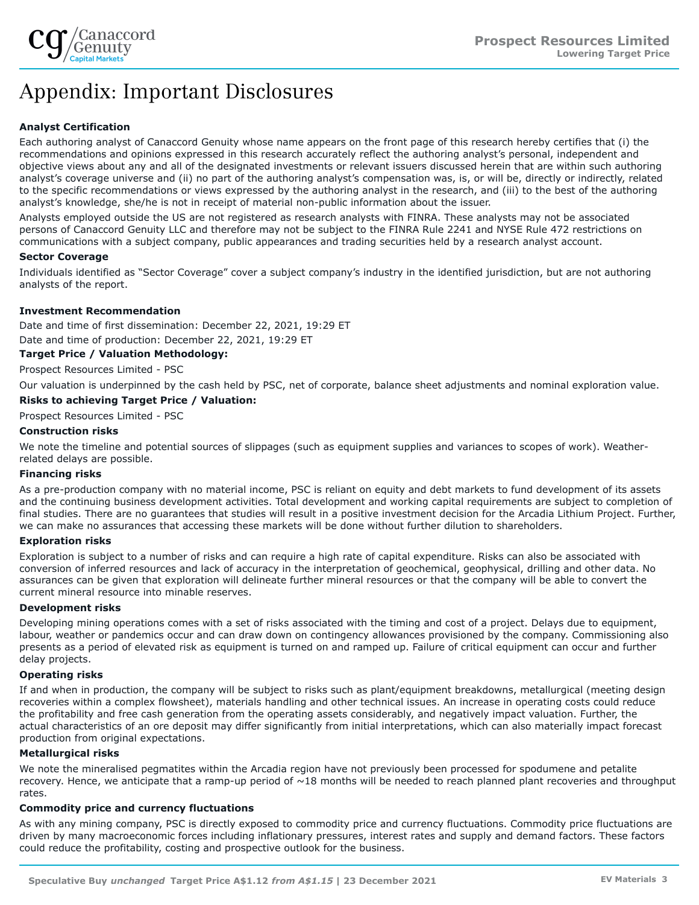# Appendix: Important Disclosures

**Analyst Certification**

Each authoring analyst of Canaccord Genuity whose name appears on the front page of this research hereby certifies that (i) the recommendations and opinions expressed in this research accurately reflect the authoring analyst's personal, independent and objective views about any and all of the designated investments or relevant issuers discussed herein that are within such authoring analyst's coverage universe and (ii) no part of the authoring analyst's compensation was, is, or will be, directly or indirectly, related to the specific recommendations or views expressed by the authoring analyst in the research, and (iii) to the best of the authoring analyst's knowledge, she/he is not in receipt of material non-public information about the issuer.

Analysts employed outside the US are not registered as research analysts with FINRA. These analysts may not be associated persons of Canaccord Genuity LLC and therefore may not be subject to the FINRA Rule 2241 and NYSE Rule 472 restrictions on communications with a subject company, public appearances and trading securities held by a research analyst account.

**Sector Coverage**

Individuals identified as "Sector Coverage" cover a subject company's industry in the identified jurisdiction, but are not authoring analysts of the report.

**Investment Recommendation**

Date and time of first dissemination: December 22, 2021, 19:29 ET

Date and time of production: December 22, 2021, 19:29 ET

**Target Price / Valuation Methodology:**

Prospect Resources Limited - PSC

Our valuation is underpinned by the cash held by PSC, net of corporate, balance sheet adjustments and nominal exploration value.

**Risks to achieving Target Price / Valuation:**

Prospect Resources Limited - PSC

**Construction risks**

We note the timeline and potential sources of slippages (such as equipment supplies and variances to scopes of work). Weather-related delays are possible.

**Financing risks**

As a pre-production company with no material income, PSC is reliant on equity and debt markets to fund development of its assets and the continuing business development activities. Total development and working capital requirements are subject to completion of final studies. There are no guarantees that studies will result in a positive investment decision for the Arcadia Lithium Project. Further, we can make no assurances that accessing these markets will be done without further dilution to shareholders.

**Exploration risks**

Exploration is subject to a number of risks and can require a high rate of capital expenditure. Risks can also be associated with conversion of inferred resources and lack of accuracy in the interpretation of geochemical, geophysical, drilling and other data. No assurances can be given that exploration will delineate further mineral resources or that the company will be able to convert the current mineral resource into minable reserves.

**Development risks**

Developing mining operations comes with a set of risks associated with the timing and cost of a project. Delays due to equipment, labour, weather or pandemics occur and can draw down on contingency allowances provisioned by the company. Commissioning also presents as a period of elevated risk as equipment is turned on and ramped up. Failure of critical equipment can occur and further delay projects.

**Operating risks**

If and when in production, the company will be subject to risks such as plant/equipment breakdowns, metallurgical (meeting design recoveries within a complex flowsheet), materials handling and other technical issues. An increase in operating costs could reduce the profitability and free cash generation from the operating assets considerably, and negatively impact valuation. Further, the actual characteristics of an ore deposit may differ significantly from initial interpretations, which can also materially impact forecast production from original expectations.

**Metallurgical risks**

We note the mineralised pegmatites within the Arcadia region have not previously been processed for spodumene and petalite recovery. Hence, we anticipate that a ramp-up period of ~18 months will be needed to reach planned plant recoveries and throughput rates.

**Commodity price and currency fluctuations**

As with any mining company, PSC is directly exposed to commodity price and currency fluctuations. Commodity price fluctuations are driven by many macroeconomic forces including inflationary pressures, interest rates and supply and demand factors. These factors could reduce the profitability, costing and prospective outlook for the business.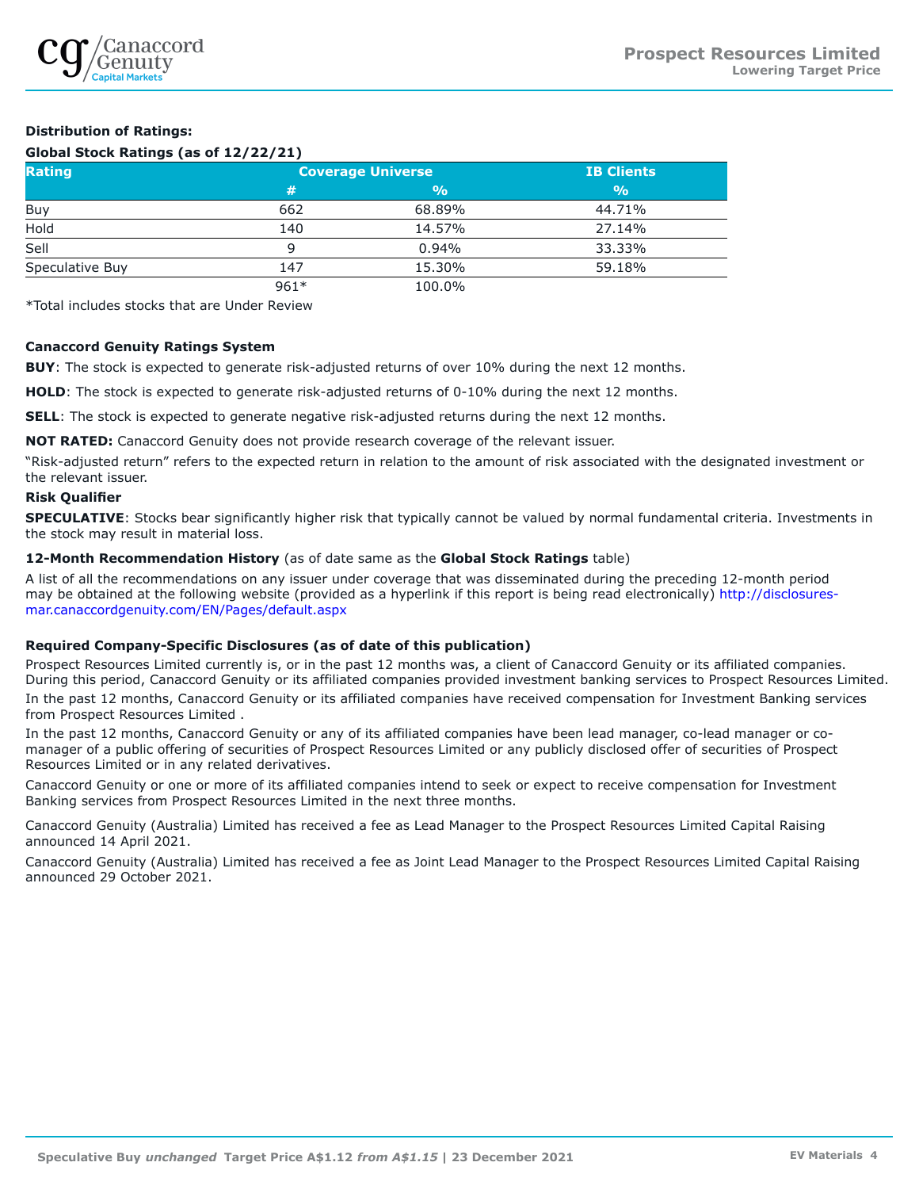**Distribution of Ratings:**

**Global Stock Ratings (as of 12/22/21)**

| Rating | Coverage Universe | | IB Clients |
|---|---|---|---|
| | # | % | % |
| Buy | 662 | 68.89% | 44.71% |
| Hold | 140 | 14.57% | 27.14% |
| Sell | 9 | 0.94% | 33.33% |
| Speculative Buy | 147 | 15.30% | 59.18% |
| | 961* | 100.0% | |

*Total includes stocks that are Under Review

**Canaccord Genuity Ratings System**

**BUY**: The stock is expected to generate risk-adjusted returns of over 10% during the next 12 months.

**HOLD**: The stock is expected to generate risk-adjusted returns of 0-10% during the next 12 months.

**SELL**: The stock is expected to generate negative risk-adjusted returns during the next 12 months.

**NOT RATED:** Canaccord Genuity does not provide research coverage of the relevant issuer.

"Risk-adjusted return" refers to the expected return in relation to the amount of risk associated with the designated investment or the relevant issuer.

**Risk Qualifier**

**SPECULATIVE**: Stocks bear significantly higher risk that typically cannot be valued by normal fundamental criteria. Investments in the stock may result in material loss.

**12-Month Recommendation History** (as of date same as the **Global Stock Ratings** table)

A list of all the recommendations on any issuer under coverage that was disseminated during the preceding 12-month period may be obtained at the following website (provided as a hyperlink if this report is being read electronically) http://disclosures-mar.canaccordgenuity.com/EN/Pages/default.aspx

**Required Company-Specific Disclosures (as of date of this publication)**

Prospect Resources Limited currently is, or in the past 12 months was, a client of Canaccord Genuity or its affiliated companies. During this period, Canaccord Genuity or its affiliated companies provided investment banking services to Prospect Resources Limited.

In the past 12 months, Canaccord Genuity or its affiliated companies have received compensation for Investment Banking services from Prospect Resources Limited .

In the past 12 months, Canaccord Genuity or any of its affiliated companies have been lead manager, co-lead manager or co-manager of a public offering of securities of Prospect Resources Limited or any publicly disclosed offer of securities of Prospect Resources Limited or in any related derivatives.

Canaccord Genuity or one or more of its affiliated companies intend to seek or expect to receive compensation for Investment Banking services from Prospect Resources Limited in the next three months.

Canaccord Genuity (Australia) Limited has received a fee as Lead Manager to the Prospect Resources Limited Capital Raising announced 14 April 2021.

Canaccord Genuity (Australia) Limited has received a fee as Joint Lead Manager to the Prospect Resources Limited Capital Raising announced 29 October 2021.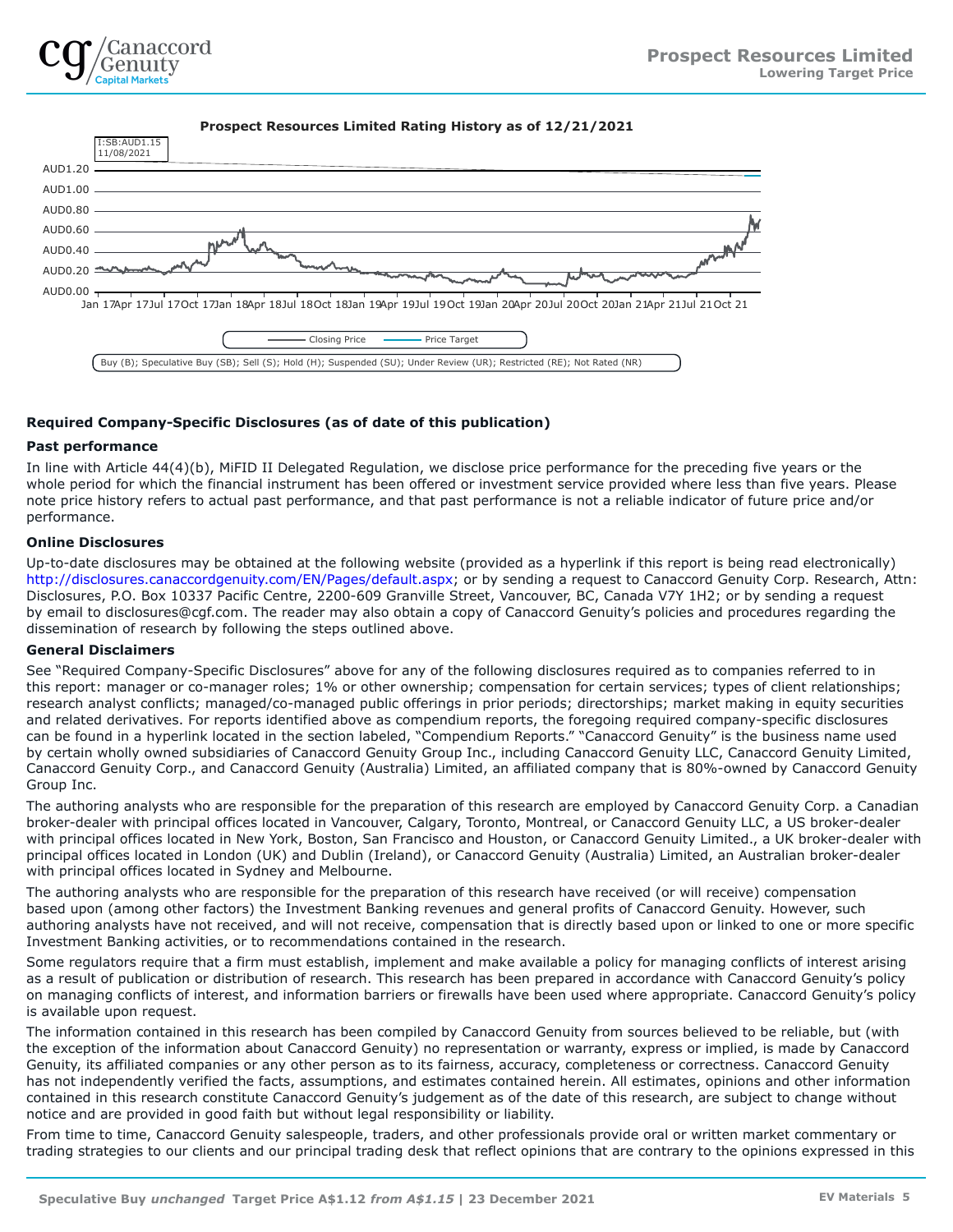**Prospect Resources Limited Rating History as of 12/21/2021**

I:SB:AUD1.15
11/08/2021

AUD1.20
AUD1.00
AUD0.80
AUD0.60
AUD0.40
AUD0.20
AUD0.00

Jan 17 Apr 17 Jul 17 Oct 17 Jan 18 Apr 18 Jul 18 Oct 18 Jan 19 Apr 19 Jul 19 Oct 19 Jan 20 Apr 20 Jul 20 Oct 20 Jan 21 Apr 21 Jul 21 Oct 21

Closing Price — Price Target

Buy (B); Speculative Buy (SB); Sell (S); Hold (H); Suspended (SU); Under Review (UR); Restricted (RE); Not Rated (NR)

### Required Company-Specific Disclosures (as of date of this publication)

#### Past performance

In line with Article 44(4)(b), MiFID II Delegated Regulation, we disclose price performance for the preceding five years or the whole period for which the financial instrument has been offered or investment service provided where less than five years. Please note price history refers to actual past performance, and that past performance is not a reliable indicator of future price and/or performance.

#### Online Disclosures

Up-to-date disclosures may be obtained at the following website (provided as a hyperlink if this report is being read electronically) http://disclosures.canaccordgenuity.com/EN/Pages/default.aspx; or by sending a request to Canaccord Genuity Corp. Research, Attn: Disclosures, P.O. Box 10337 Pacific Centre, 2200-609 Granville Street, Vancouver, BC, Canada V7Y 1H2; or by sending a request by email to disclosures@cgf.com. The reader may also obtain a copy of Canaccord Genuity's policies and procedures regarding the dissemination of research by following the steps outlined above.

#### General Disclaimers

See "Required Company-Specific Disclosures" above for any of the following disclosures required as to companies referred to in this report: manager or co-manager roles; 1% or other ownership; compensation for certain services; types of client relationships; research analyst conflicts; managed/co-managed public offerings in prior periods; directorships; market making in equity securities and related derivatives. For reports identified above as compendium reports, the foregoing required company-specific disclosures can be found in a hyperlink located in the section labeled, "Compendium Reports." "Canaccord Genuity" is the business name used by certain wholly owned subsidiaries of Canaccord Genuity Group Inc., including Canaccord Genuity LLC, Canaccord Genuity Limited, Canaccord Genuity Corp., and Canaccord Genuity (Australia) Limited, an affiliated company that is 80%-owned by Canaccord Genuity Group Inc.

The authoring analysts who are responsible for the preparation of this research are employed by Canaccord Genuity Corp. a Canadian broker-dealer with principal offices located in Vancouver, Calgary, Toronto, Montreal, or Canaccord Genuity LLC, a US broker-dealer with principal offices located in New York, Boston, San Francisco and Houston, or Canaccord Genuity Limited., a UK broker-dealer with principal offices located in London (UK) and Dublin (Ireland), or Canaccord Genuity (Australia) Limited, an Australian broker-dealer with principal offices located in Sydney and Melbourne.

The authoring analysts who are responsible for the preparation of this research have received (or will receive) compensation based upon (among other factors) the Investment Banking revenues and general profits of Canaccord Genuity. However, such authoring analysts have not received, and will not receive, compensation that is directly based upon or linked to one or more specific Investment Banking activities, or to recommendations contained in the research.

Some regulators require that a firm must establish, implement and make available a policy for managing conflicts of interest arising as a result of publication or distribution of research. This research has been prepared in accordance with Canaccord Genuity's policy on managing conflicts of interest, and information barriers or firewalls have been used where appropriate. Canaccord Genuity's policy is available upon request.

The information contained in this research has been compiled by Canaccord Genuity from sources believed to be reliable, but (with the exception of the information about Canaccord Genuity) no representation or warranty, express or implied, is made by Canaccord Genuity, its affiliated companies or any other person as to its fairness, accuracy, completeness or correctness. Canaccord Genuity has not independently verified the facts, assumptions, and estimates contained herein. All estimates, opinions and other information contained in this research constitute Canaccord Genuity's judgement as of the date of this research, are subject to change without notice and are provided in good faith but without legal responsibility or liability.

From time to time, Canaccord Genuity salespeople, traders, and other professionals provide oral or written market commentary or trading strategies to our clients and our principal trading desk that reflect opinions that are contrary to the opinions expressed in this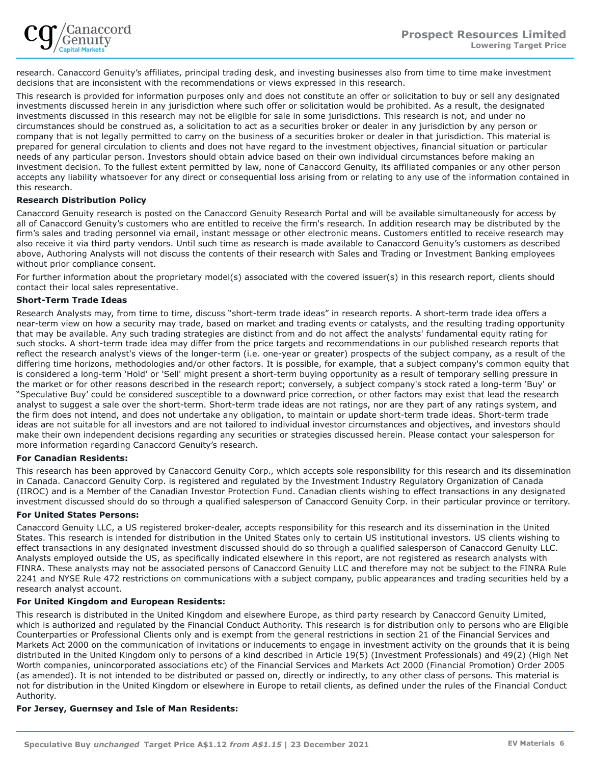research. Canaccord Genuity's affiliates, principal trading desk, and investing businesses also from time to time make investment decisions that are inconsistent with the recommendations or views expressed in this research.

This research is provided for information purposes only and does not constitute an offer or solicitation to buy or sell any designated investments discussed herein in any jurisdiction where such offer or solicitation would be prohibited. As a result, the designated investments discussed in this research may not be eligible for sale in some jurisdictions. This research is not, and under no circumstances should be construed as, a solicitation to act as a securities broker or dealer in any jurisdiction by any person or company that is not legally permitted to carry on the business of a securities broker or dealer in that jurisdiction. This material is prepared for general circulation to clients and does not have regard to the investment objectives, financial situation or particular needs of any particular person. Investors should obtain advice based on their own individual circumstances before making an investment decision. To the fullest extent permitted by law, none of Canaccord Genuity, its affiliated companies or any other person accepts any liability whatsoever for any direct or consequential loss arising from or relating to any use of the information contained in this research.

**Research Distribution Policy**

Canaccord Genuity research is posted on the Canaccord Genuity Research Portal and will be available simultaneously for access by all of Canaccord Genuity's customers who are entitled to receive the firm's research. In addition research may be distributed by the firm's sales and trading personnel via email, instant message or other electronic means. Customers entitled to receive research may also receive it via third party vendors. Until such time as research is made available to Canaccord Genuity's customers as described above, Authoring Analysts will not discuss the contents of their research with Sales and Trading or Investment Banking employees without prior compliance consent.

For further information about the proprietary model(s) associated with the covered issuer(s) in this research report, clients should contact their local sales representative.

**Short-Term Trade Ideas**

Research Analysts may, from time to time, discuss "short-term trade ideas" in research reports. A short-term trade idea offers a near-term view on how a security may trade, based on market and trading events or catalysts, and the resulting trading opportunity that may be available. Any such trading strategies are distinct from and do not affect the analysts' fundamental equity rating for such stocks. A short-term trade idea may differ from the price targets and recommendations in our published research reports that reflect the research analyst's views of the longer-term (i.e. one-year or greater) prospects of the subject company, as a result of the differing time horizons, methodologies and/or other factors. It is possible, for example, that a subject company's common equity that is considered a long-term 'Hold' or 'Sell' might present a short-term buying opportunity as a result of temporary selling pressure in the market or for other reasons described in the research report; conversely, a subject company's stock rated a long-term 'Buy' or "Speculative Buy' could be considered susceptible to a downward price correction, or other factors may exist that lead the research analyst to suggest a sale over the short-term. Short-term trade ideas are not ratings, nor are they part of any ratings system, and the firm does not intend, and does not undertake any obligation, to maintain or update short-term trade ideas. Short-term trade ideas are not suitable for all investors and are not tailored to individual investor circumstances and objectives, and investors should make their own independent decisions regarding any securities or strategies discussed herein. Please contact your salesperson for more information regarding Canaccord Genuity's research.

**For Canadian Residents:**

This research has been approved by Canaccord Genuity Corp., which accepts sole responsibility for this research and its dissemination in Canada. Canaccord Genuity Corp. is registered and regulated by the Investment Industry Regulatory Organization of Canada (IIROC) and is a Member of the Canadian Investor Protection Fund. Canadian clients wishing to effect transactions in any designated investment discussed should do so through a qualified salesperson of Canaccord Genuity Corp. in their particular province or territory.

**For United States Persons:**

Canaccord Genuity LLC, a US registered broker-dealer, accepts responsibility for this research and its dissemination in the United States. This research is intended for distribution in the United States only to certain US institutional investors. US clients wishing to effect transactions in any designated investment discussed should do so through a qualified salesperson of Canaccord Genuity LLC. Analysts employed outside the US, as specifically indicated elsewhere in this report, are not registered as research analysts with FINRA. These analysts may not be associated persons of Canaccord Genuity LLC and therefore may not be subject to the FINRA Rule 2241 and NYSE Rule 472 restrictions on communications with a subject company, public appearances and trading securities held by a research analyst account.

**For United Kingdom and European Residents:**

This research is distributed in the United Kingdom and elsewhere Europe, as third party research by Canaccord Genuity Limited, which is authorized and regulated by the Financial Conduct Authority. This research is for distribution only to persons who are Eligible Counterparties or Professional Clients only and is exempt from the general restrictions in section 21 of the Financial Services and Markets Act 2000 on the communication of invitations or inducements to engage in investment activity on the grounds that it is being distributed in the United Kingdom only to persons of a kind described in Article 19(5) (Investment Professionals) and 49(2) (High Net Worth companies, unincorporated associations etc) of the Financial Services and Markets Act 2000 (Financial Promotion) Order 2005 (as amended). It is not intended to be distributed or passed on, directly or indirectly, to any other class of persons. This material is not for distribution in the United Kingdom or elsewhere in Europe to retail clients, as defined under the rules of the Financial Conduct Authority.

**For Jersey, Guernsey and Isle of Man Residents:**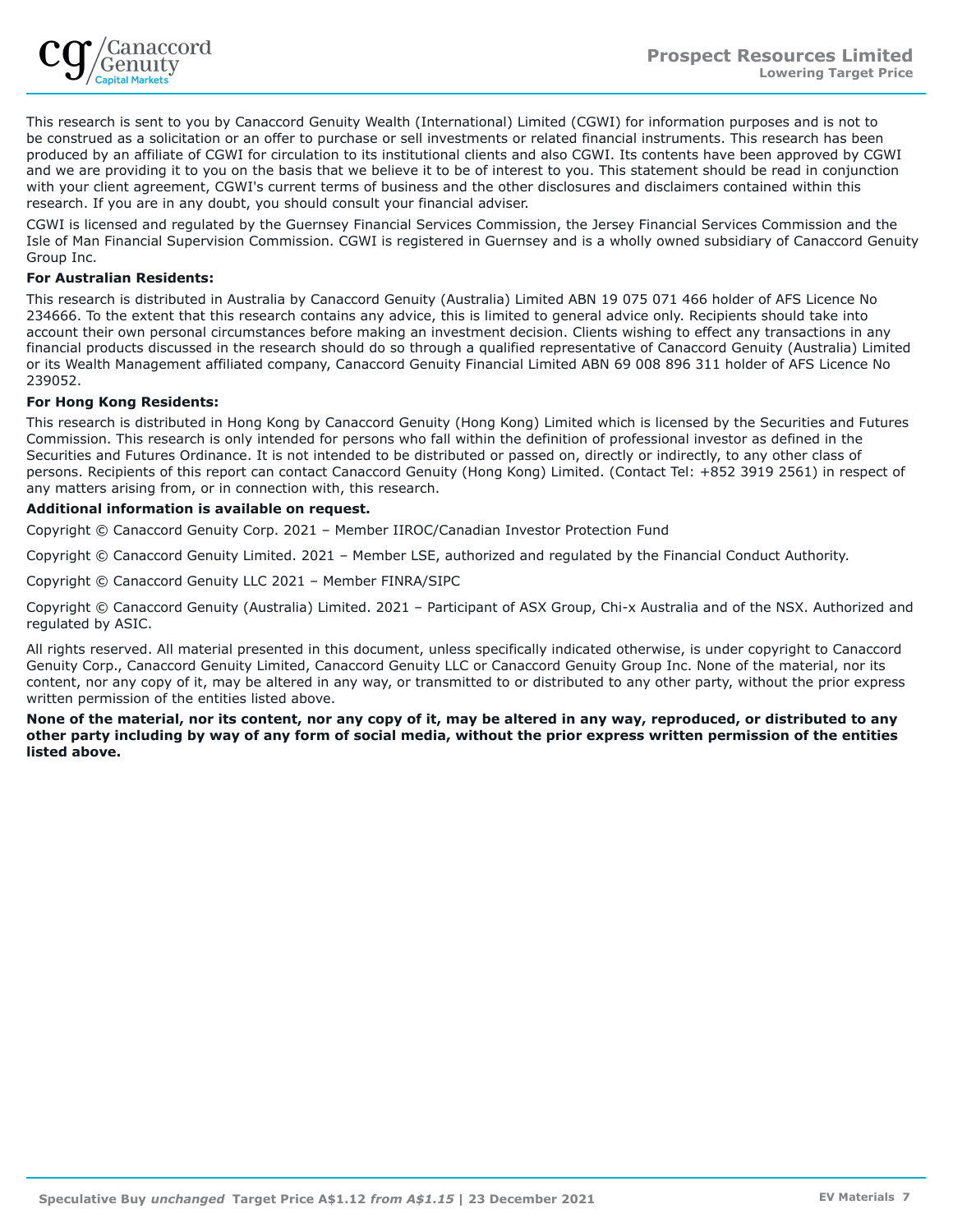This research is sent to you by Canaccord Genuity Wealth (International) Limited (CGWI) for information purposes and is not to be construed as a solicitation or an offer to purchase or sell investments or related financial instruments. This research has been produced by an affiliate of CGWI for circulation to its institutional clients and also CGWI. Its contents have been approved by CGWI and we are providing it to you on the basis that we believe it to be of interest to you. This statement should be read in conjunction with your client agreement, CGWI's current terms of business and the other disclosures and disclaimers contained within this research. If you are in any doubt, you should consult your financial adviser.

CGWI is licensed and regulated by the Guernsey Financial Services Commission, the Jersey Financial Services Commission and the Isle of Man Financial Supervision Commission. CGWI is registered in Guernsey and is a wholly owned subsidiary of Canaccord Genuity Group Inc.

**For Australian Residents:**

This research is distributed in Australia by Canaccord Genuity (Australia) Limited ABN 19 075 071 466 holder of AFS Licence No 234666. To the extent that this research contains any advice, this is limited to general advice only. Recipients should take into account their own personal circumstances before making an investment decision. Clients wishing to effect any transactions in any financial products discussed in the research should do so through a qualified representative of Canaccord Genuity (Australia) Limited or its Wealth Management affiliated company, Canaccord Genuity Financial Limited ABN 69 008 896 311 holder of AFS Licence No 239052.

**For Hong Kong Residents:**

This research is distributed in Hong Kong by Canaccord Genuity (Hong Kong) Limited which is licensed by the Securities and Futures Commission. This research is only intended for persons who fall within the definition of professional investor as defined in the Securities and Futures Ordinance. It is not intended to be distributed or passed on, directly or indirectly, to any other class of persons. Recipients of this report can contact Canaccord Genuity (Hong Kong) Limited. (Contact Tel: +852 3919 2561) in respect of any matters arising from, or in connection with, this research.

**Additional information is available on request.**

Copyright © Canaccord Genuity Corp. 2021 – Member IIROC/Canadian Investor Protection Fund

Copyright © Canaccord Genuity Limited. 2021 – Member LSE, authorized and regulated by the Financial Conduct Authority.

Copyright © Canaccord Genuity LLC 2021 – Member FINRA/SIPC

Copyright © Canaccord Genuity (Australia) Limited. 2021 – Participant of ASX Group, Chi-x Australia and of the NSX. Authorized and regulated by ASIC.

All rights reserved. All material presented in this document, unless specifically indicated otherwise, is under copyright to Canaccord Genuity Corp., Canaccord Genuity Limited, Canaccord Genuity LLC or Canaccord Genuity Group Inc. None of the material, nor its content, nor any copy of it, may be altered in any way, or transmitted to or distributed to any other party, without the prior express written permission of the entities listed above.

**None of the material, nor its content, nor any copy of it, may be altered in any way, reproduced, or distributed to any other party including by way of any form of social media, without the prior express written permission of the entities listed above.**